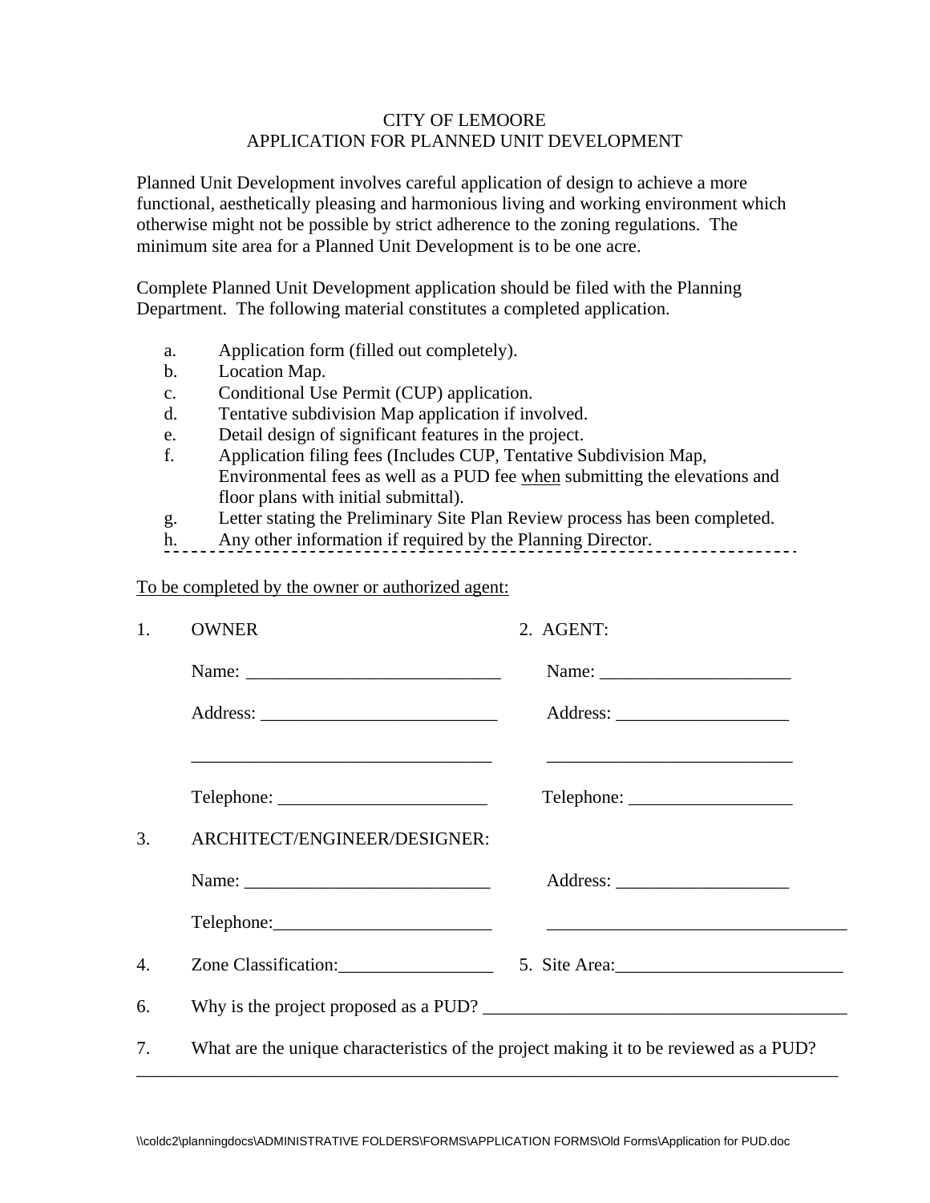# CITY OF LEMOORE
## APPLICATION FOR PLANNED UNIT DEVELOPMENT

Planned Unit Development involves careful application of design to achieve a more functional, aesthetically pleasing and harmonious living and working environment which otherwise might not be possible by strict adherence to the zoning regulations. The minimum site area for a Planned Unit Development is to be one acre.

Complete Planned Unit Development application should be filed with the Planning Department. The following material constitutes a completed application.

a. Application form (filled out completely).
b. Location Map.
c. Conditional Use Permit (CUP) application.
d. Tentative subdivision Map application if involved.
e. Detail design of significant features in the project.
f. Application filing fees (Includes CUP, Tentative Subdivision Map, Environmental fees as well as a PUD fee <u>when</u> submitting the elevations and floor plans with initial submittal).
g. Letter stating the Preliminary Site Plan Review process has been completed.
h. Any other information if required by the Planning Director.

---

<u>To be completed by the owner or authorized agent:</u>

1. OWNER

   Name: ____________________________

   Address: __________________________

   __________________________________

   Telephone: _______________________

2. AGENT:

   Name: _____________________

   Address: ___________________

   ____________________________

   Telephone: __________________

3. ARCHITECT/ENGINEER/DESIGNER:

   Name: ___________________________

   Telephone:________________________

   Address: ___________________

   __________________________________

4. Zone Classification:_________________

5. Site Area:_________________________

6. Why is the project proposed as a PUD? _________________________________________

7. What are the unique characteristics of the project making it to be reviewed as a PUD?
_____________________________________________________________________________

\\coldc2\planningdocs\ADMINISTRATIVE FOLDERS\FORMS\APPLICATION FORMS\Old Forms\Application for PUD.doc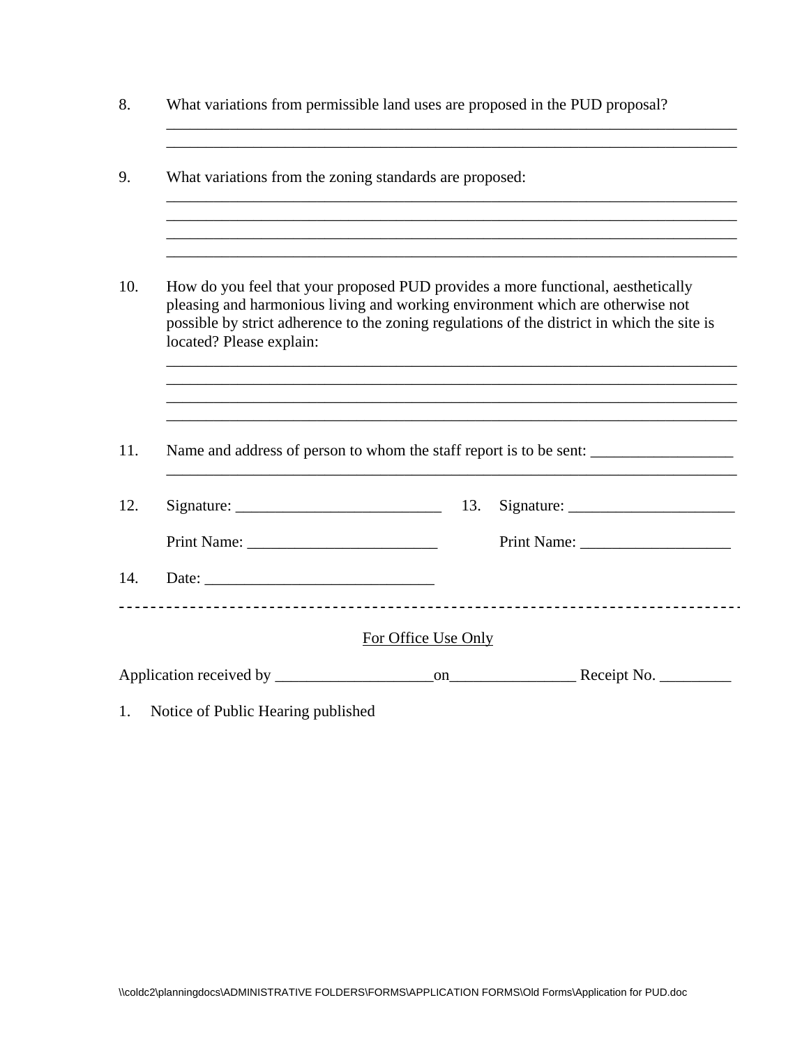8. What variations from permissible land uses are proposed in the PUD proposal?
___________________________________________________________________________
___________________________________________________________________________

9. What variations from the zoning standards are proposed:
___________________________________________________________________________
___________________________________________________________________________
___________________________________________________________________________
___________________________________________________________________________

10. How do you feel that your proposed PUD provides a more functional, aesthetically pleasing and harmonious living and working environment which are otherwise not possible by strict adherence to the zoning regulations of the district in which the site is located? Please explain:
___________________________________________________________________________
___________________________________________________________________________
___________________________________________________________________________
___________________________________________________________________________

11. Name and address of person to whom the staff report is to be sent: __________________
___________________________________________________________________________

12. Signature: __________________________ 13. Signature: _____________________

Print Name: ________________________ Print Name: ___________________

14. Date: ____________________________

---

For Office Use Only

Application received by ____________________on________________ Receipt No. _________

1. Notice of Public Hearing published

\\coldc2\planningdocs\ADMINISTRATIVE FOLDERS\FORMS\APPLICATION FORMS\Old Forms\Application for PUD.doc